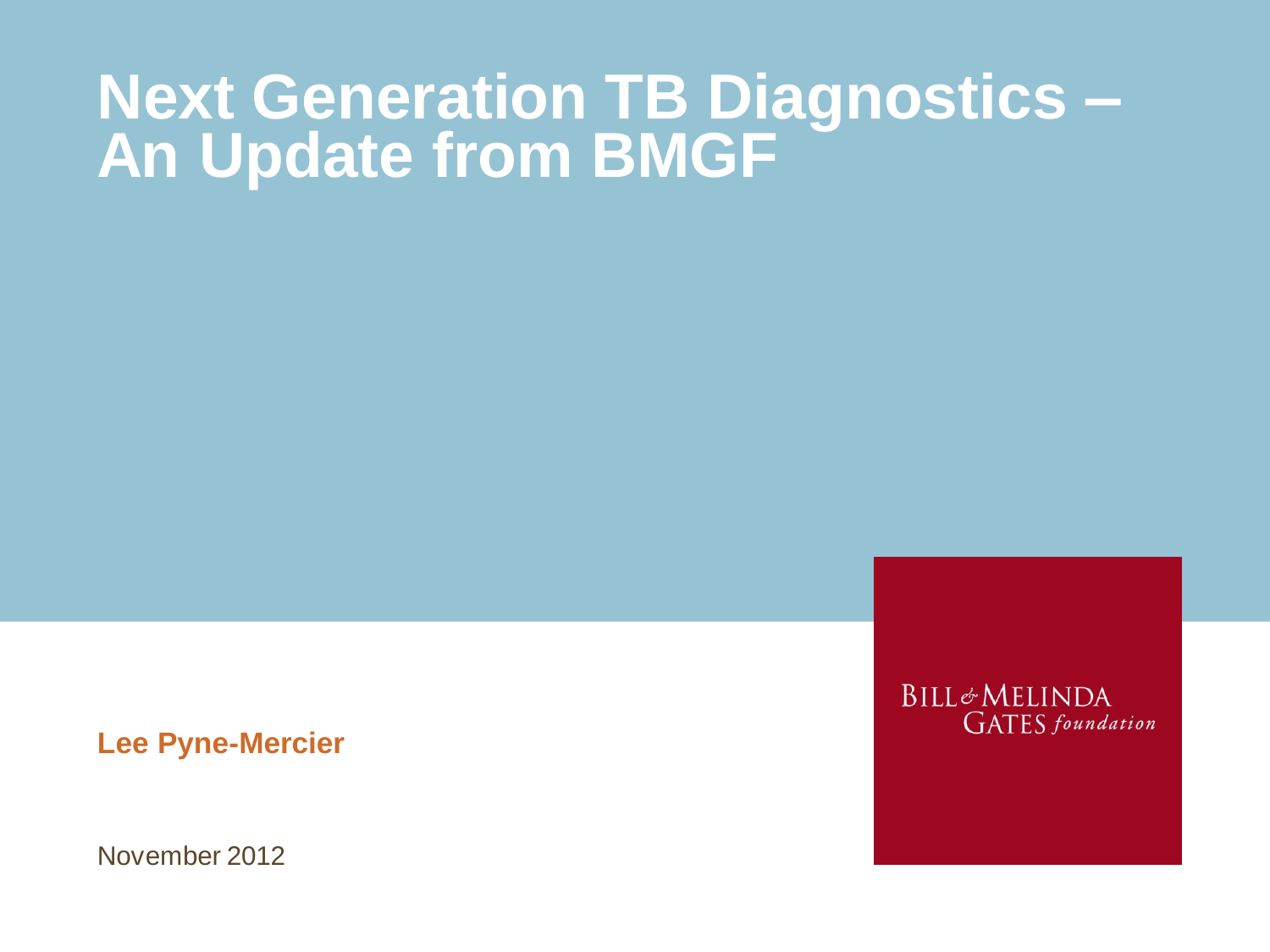# Next Generation TB Diagnostics – An Update from BMGF

**Lee Pyne-Mercier**

November 2012

BILL & MELINDA GATES foundation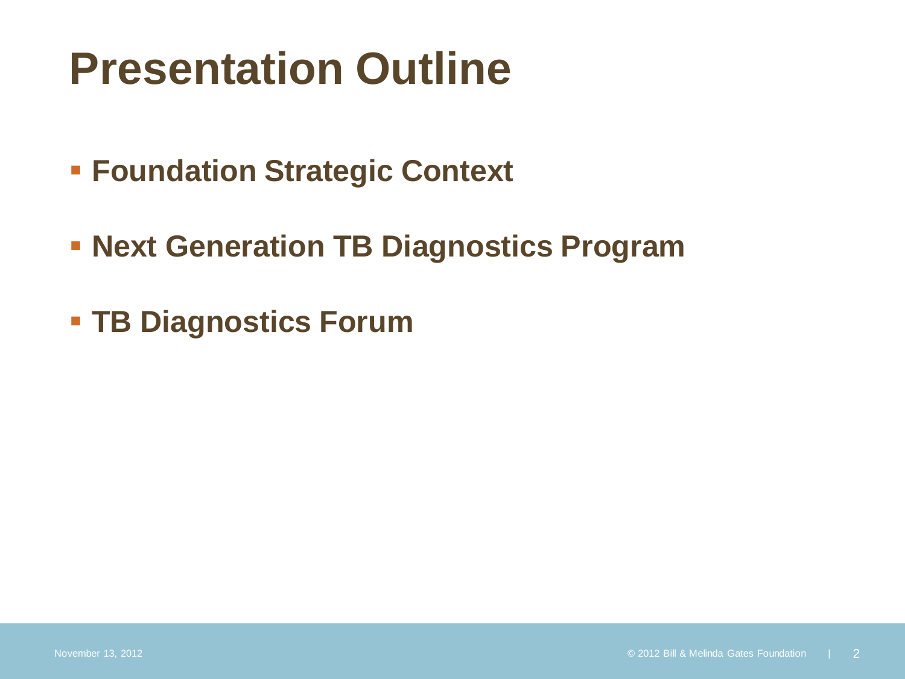# Presentation Outline

- **Foundation Strategic Context**
- **Next Generation TB Diagnostics Program**
- **TB Diagnostics Forum**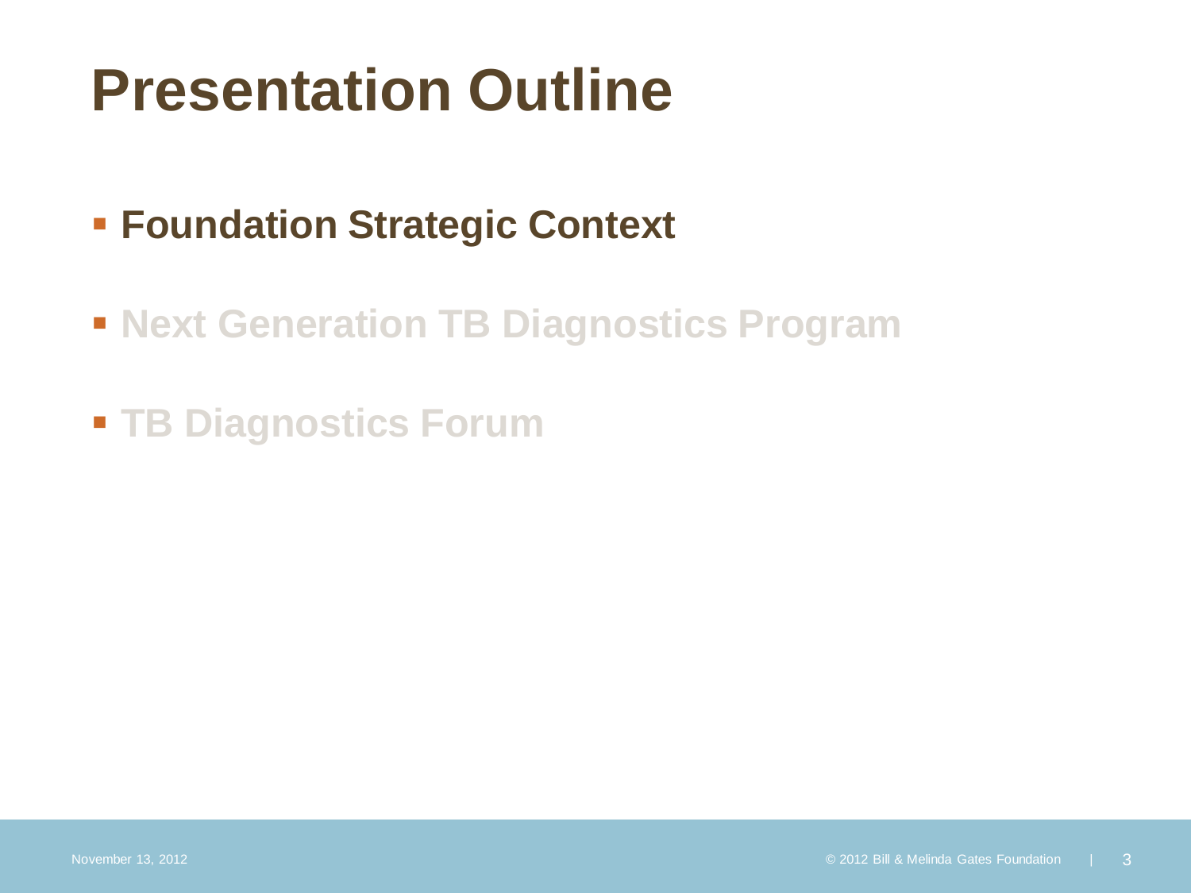# Presentation Outline

- **Foundation Strategic Context**
- **Next Generation TB Diagnostics Program**
- **TB Diagnostics Forum**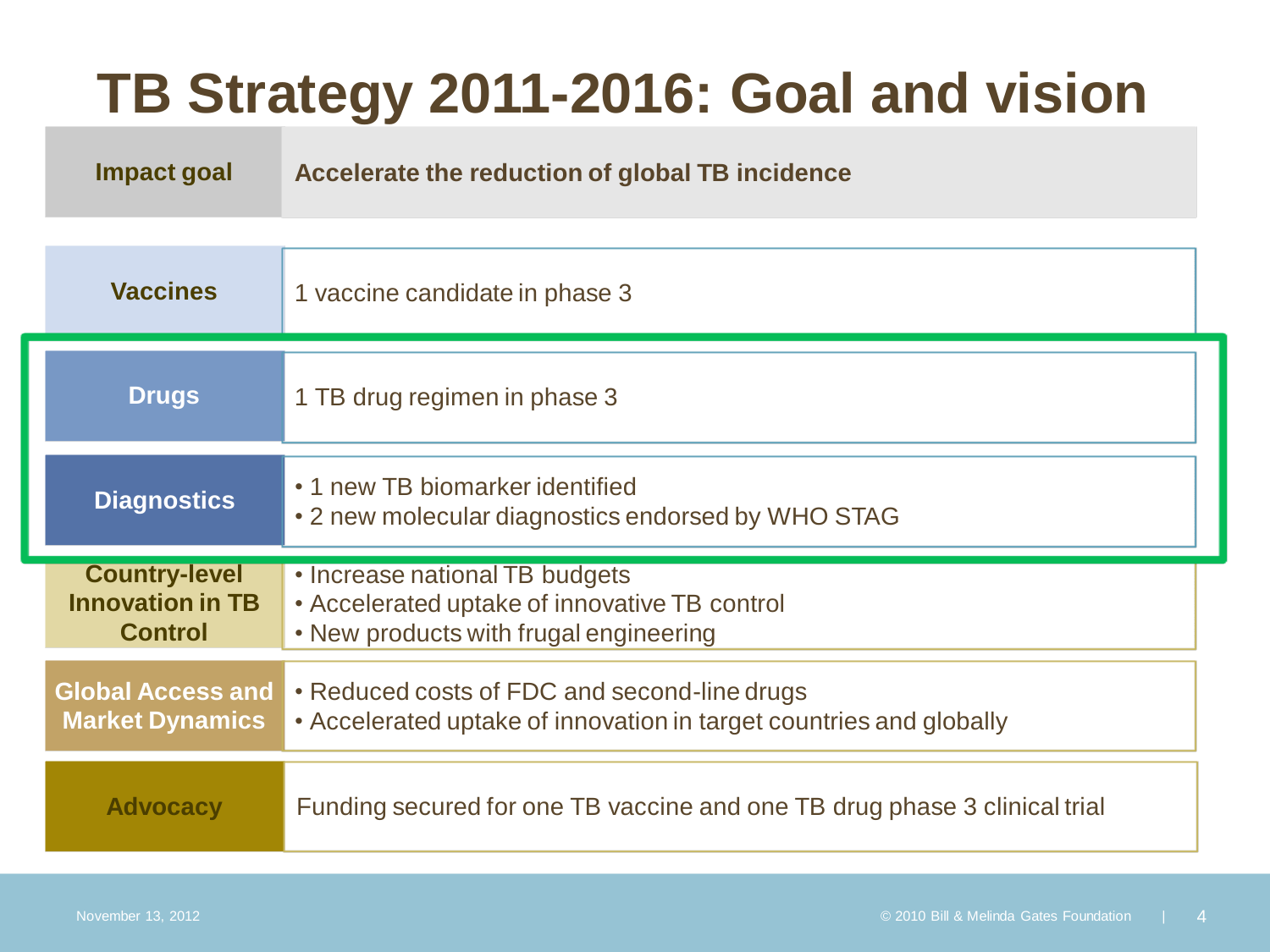# TB Strategy 2011-2016: Goal and vision

| Area | Goal |
| --- | --- |
| **Impact goal** | **Accelerate the reduction of global TB incidence** |
| **Vaccines** | 1 vaccine candidate in phase 3 |
| **Drugs** | 1 TB drug regimen in phase 3 |
| **Diagnostics** | • 1 new TB biomarker identified<br>• 2 new molecular diagnostics endorsed by WHO STAG |
| **Country-level Innovation in TB Control** | • Increase national TB budgets<br>• Accelerated uptake of innovative TB control<br>• New products with frugal engineering |
| **Global Access and Market Dynamics** | • Reduced costs of FDC and second-line drugs<br>• Accelerated uptake of innovation in target countries and globally |
| **Advocacy** | Funding secured for one TB vaccine and one TB drug phase 3 clinical trial |

November 13, 2012

© 2010 Bill & Melinda Gates Foundation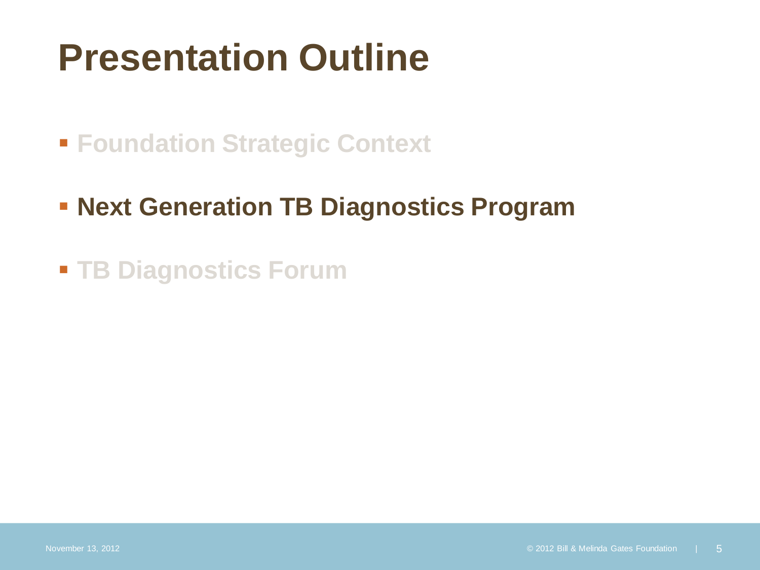# Presentation Outline

- Foundation Strategic Context
- **Next Generation TB Diagnostics Program**
- TB Diagnostics Forum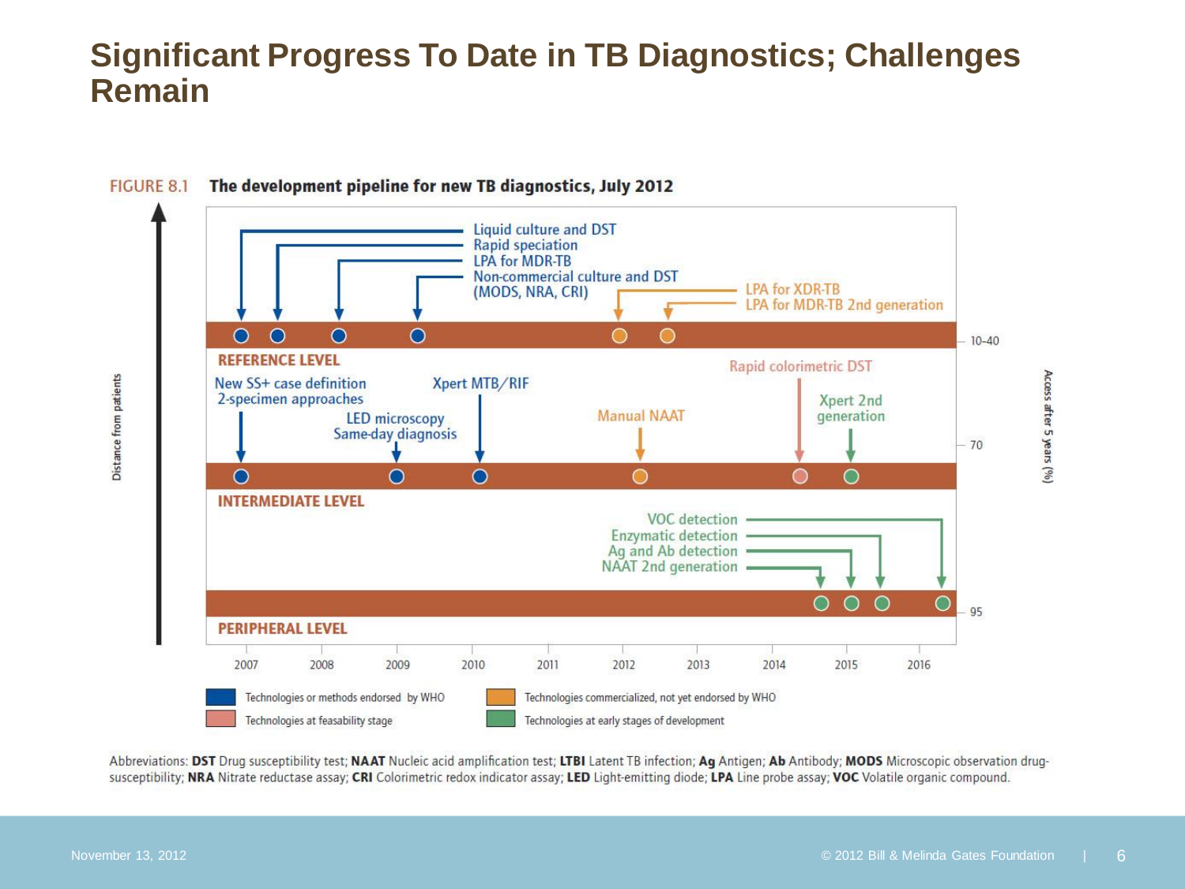# Significant Progress To Date in TB Diagnostics; Challenges Remain

FIGURE 8.1 **The development pipeline for new TB diagnostics, July 2012**

Distance from patients

**REFERENCE LEVEL** (Access after 5 years (%): 10–40)

- Liquid culture and DST
- Rapid speciation
- LPA for MDR-TB
- Non-commercial culture and DST (MODS, NRA, CRI)
- LPA for XDR-TB
- LPA for MDR-TB 2nd generation

**INTERMEDIATE LEVEL** (Access after 5 years (%): 70)

- New SS+ case definition 2-specimen approaches
- LED microscopy Same-day diagnosis
- Xpert MTB/RIF
- Manual NAAT
- Rapid colorimetric DST
- Xpert 2nd generation

**PERIPHERAL LEVEL** (Access after 5 years (%): 95)

- VOC detection
- Enzymatic detection
- Ag and Ab detection
- NAAT 2nd generation

2007 2008 2009 2010 2011 2012 2013 2014 2015 2016

- Technologies or methods endorsed by WHO
- Technologies commercialized, not yet endorsed by WHO
- Technologies at feasability stage
- Technologies at early stages of development

Abbreviations: **DST** Drug susceptibility test; **NAAT** Nucleic acid amplification test; **LTBI** Latent TB infection; **Ag** Antigen; **Ab** Antibody; **MODS** Microscopic observation drug-susceptibility; **NRA** Nitrate reductase assay; **CRI** Colorimetric redox indicator assay; **LED** Light-emitting diode; **LPA** Line probe assay; **VOC** Volatile organic compound.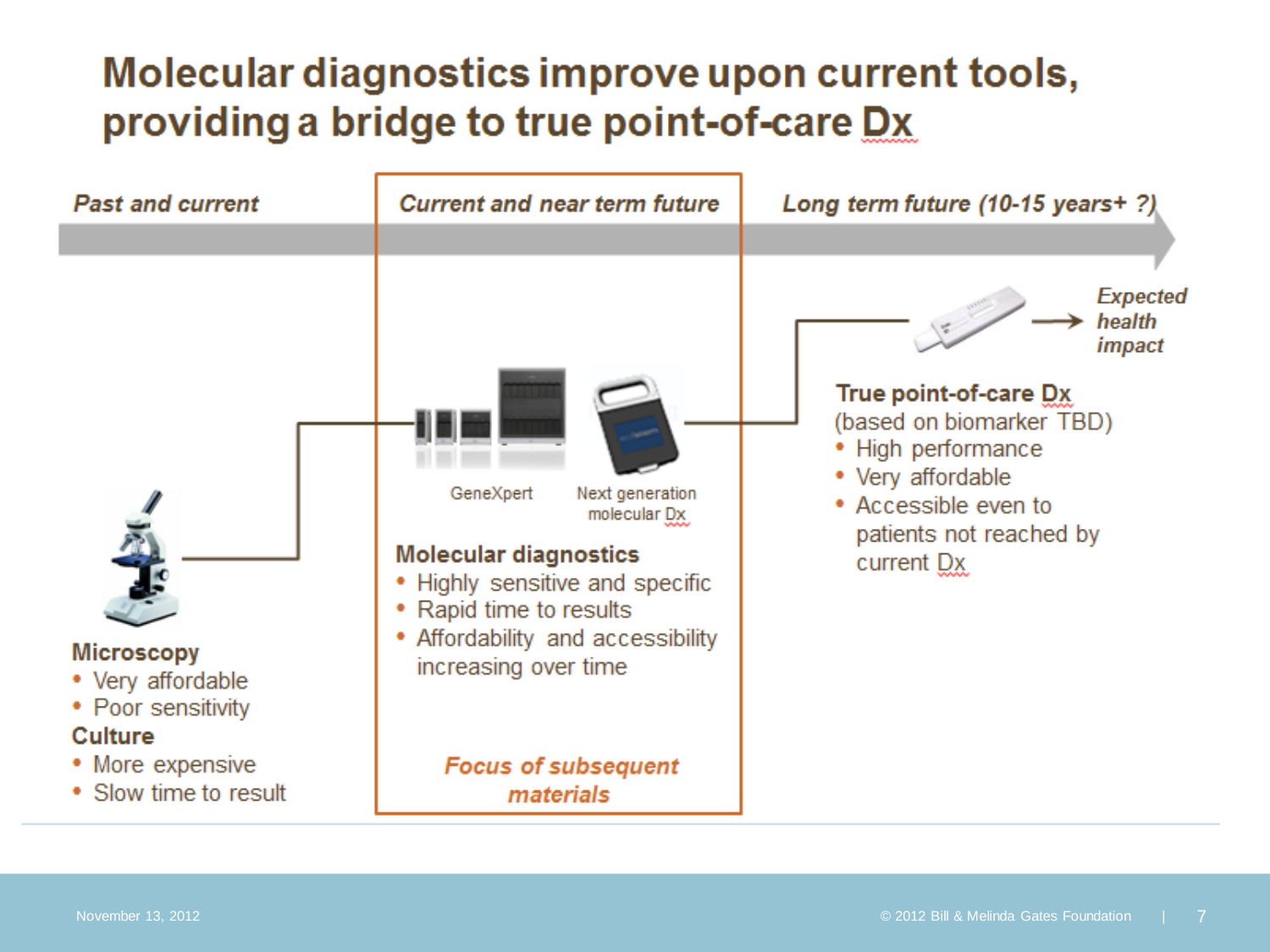# Molecular diagnostics improve upon current tools, providing a bridge to true point-of-care Dx

*Past and current*

**Microscopy**
- Very affordable
- Poor sensitivity

**Culture**
- More expensive
- Slow time to result

*Current and near term future*

GeneXpert

Next generation molecular Dx

**Molecular diagnostics**
- Highly sensitive and specific
- Rapid time to results
- Affordability and accessibility increasing over time

*Focus of subsequent materials*

*Long term future (10-15 years+ ?)*

*Expected health impact*

**True point-of-care Dx**
(based on biomarker TBD)
- High performance
- Very affordable
- Accessible even to patients not reached by current Dx

November 13, 2012

© 2012 Bill & Melinda Gates Foundation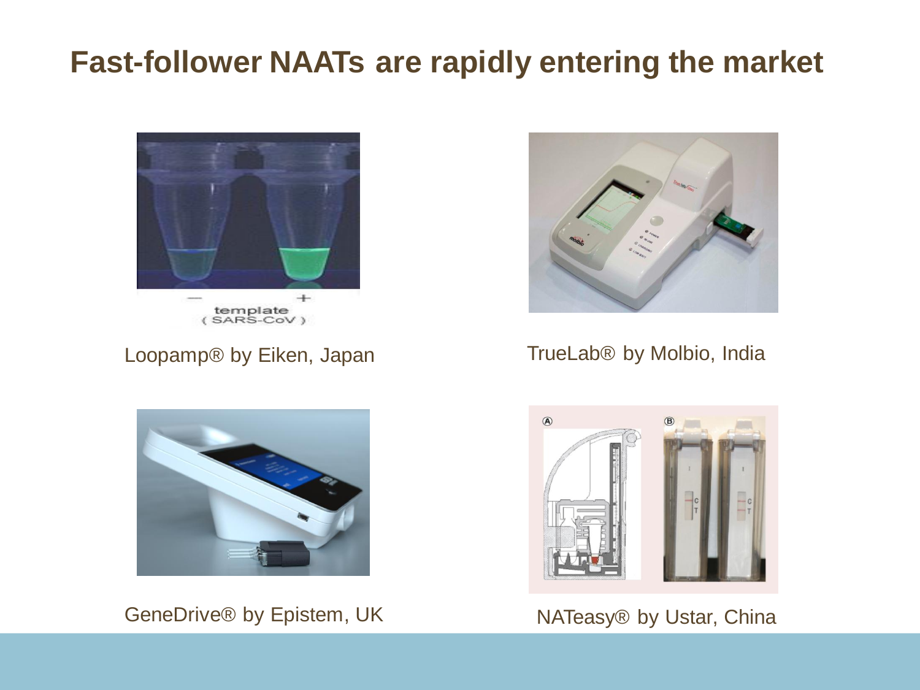# Fast-follower NAATs are rapidly entering the market

Loopamp® by Eiken, Japan

TrueLab® by Molbio, India

GeneDrive® by Epistem, UK

NATeasy® by Ustar, China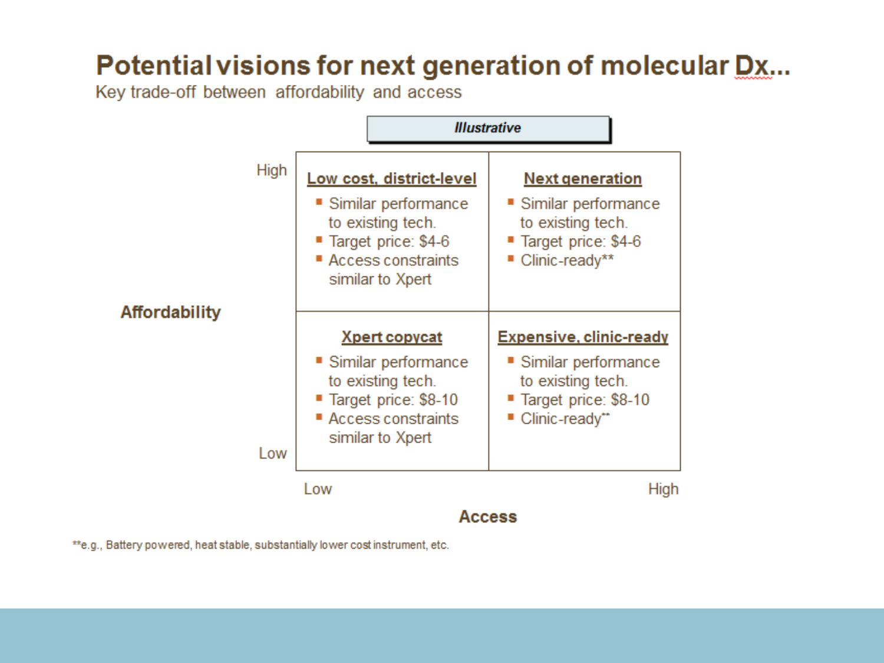# Potential visions for next generation of molecular Dx...

Key trade-off between affordability and access

*Illustrative*

| Affordability \ Access | Low | High |
|---|---|---|
| **High** | **Low cost, district-level**<br>- Similar performance to existing tech.<br>- Target price: $4-6<br>- Access constraints similar to Xpert | **Next generation**<br>- Similar performance to existing tech.<br>- Target price: $4-6<br>- Clinic-ready** |
| **Low** | **Xpert copycat**<br>- Similar performance to existing tech.<br>- Target price: $8-10<br>- Access constraints similar to Xpert | **Expensive, clinic-ready**<br>- Similar performance to existing tech.<br>- Target price: $8-10<br>- Clinic-ready** |

**e.g., Battery powered, heat stable, substantially lower cost instrument, etc.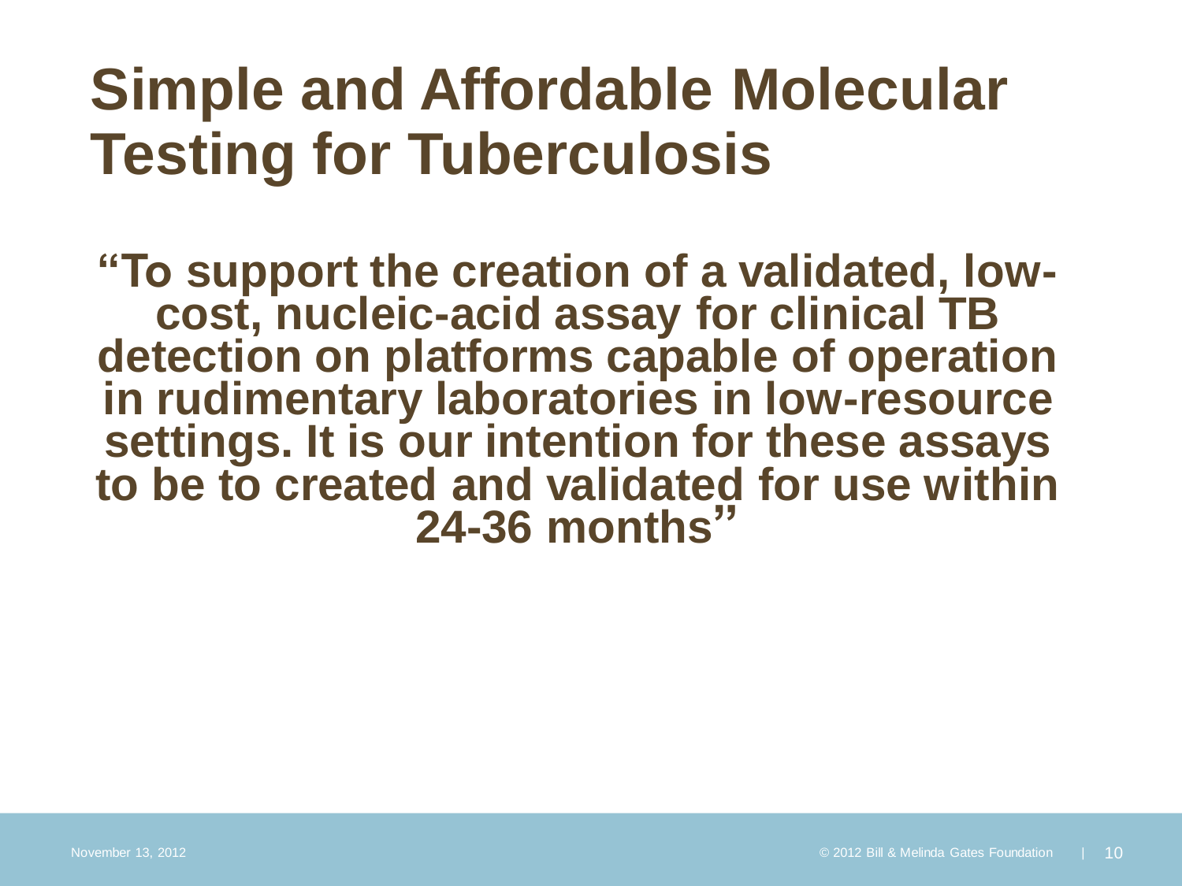# Simple and Affordable Molecular Testing for Tuberculosis

**"To support the creation of a validated, low-cost, nucleic-acid assay for clinical TB detection on platforms capable of operation in rudimentary laboratories in low-resource settings. It is our intention for these assays to be to created and validated for use within 24-36 months"**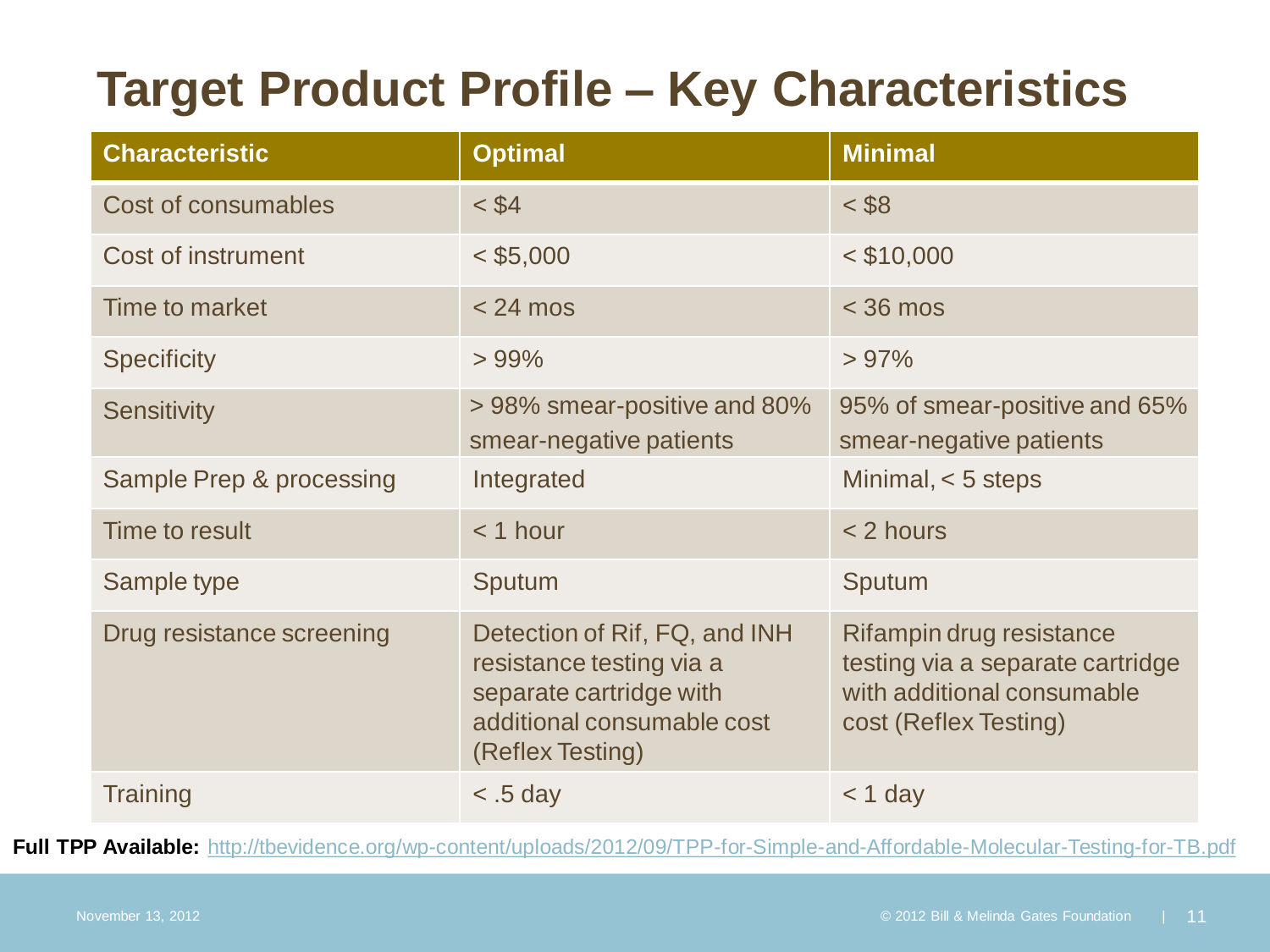# Target Product Profile – Key Characteristics

| Characteristic | Optimal | Minimal |
| --- | --- | --- |
| Cost of consumables | < $4 | < $8 |
| Cost of instrument | < $5,000 | < $10,000 |
| Time to market | < 24 mos | < 36 mos |
| Specificity | > 99% | > 97% |
| Sensitivity | > 98% smear-positive and 80% smear-negative patients | 95% of smear-positive and 65% smear-negative patients |
| Sample Prep & processing | Integrated | Minimal, < 5 steps |
| Time to result | < 1 hour | < 2 hours |
| Sample type | Sputum | Sputum |
| Drug resistance screening | Detection of Rif, FQ, and INH resistance testing via a separate cartridge with additional consumable cost (Reflex Testing) | Rifampin drug resistance testing via a separate cartridge with additional consumable cost (Reflex Testing) |
| Training | < .5 day | < 1 day |

**Full TPP Available:** http://tbevidence.org/wp-content/uploads/2012/09/TPP-for-Simple-and-Affordable-Molecular-Testing-for-TB.pdf

November 13, 2012

© 2012 Bill & Melinda Gates Foundation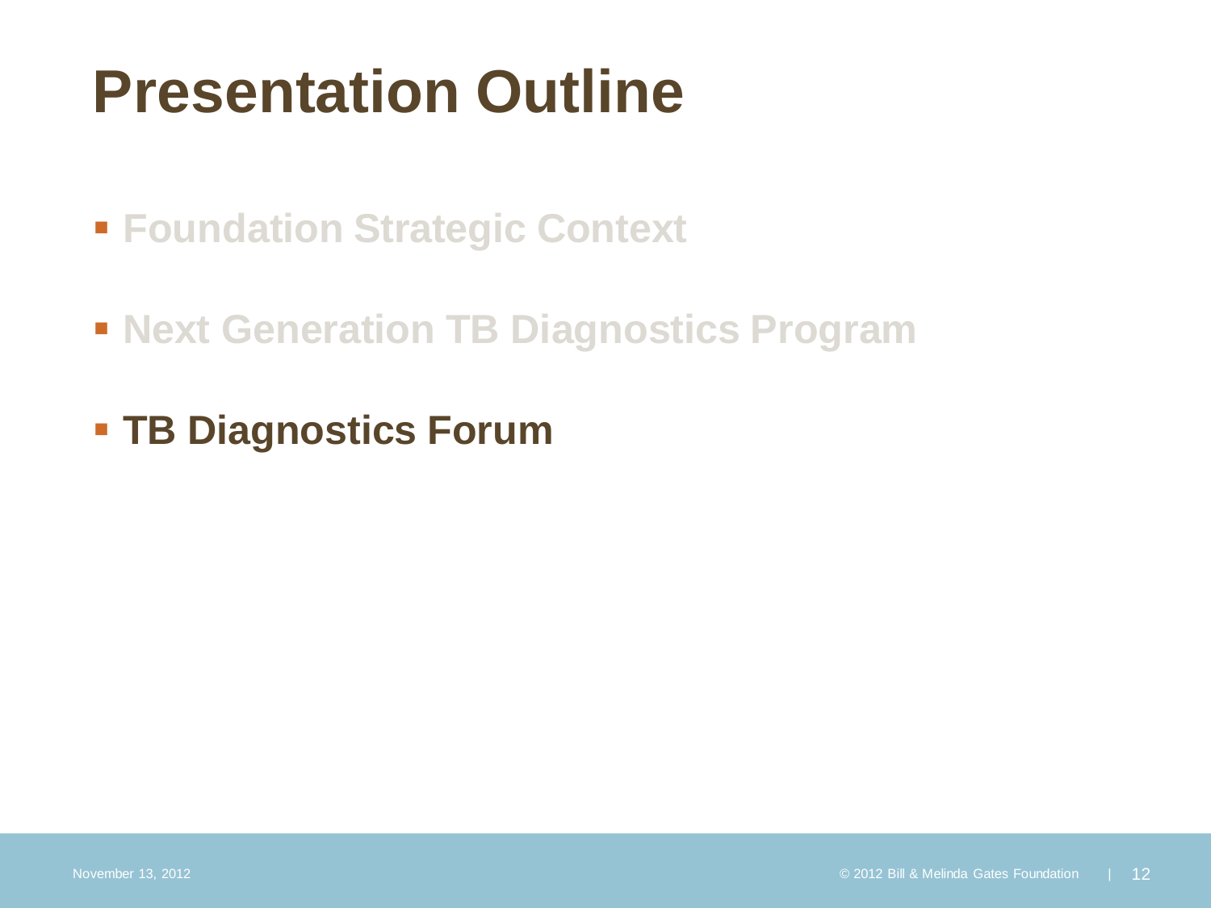# Presentation Outline

- Foundation Strategic Context
- Next Generation TB Diagnostics Program
- **TB Diagnostics Forum**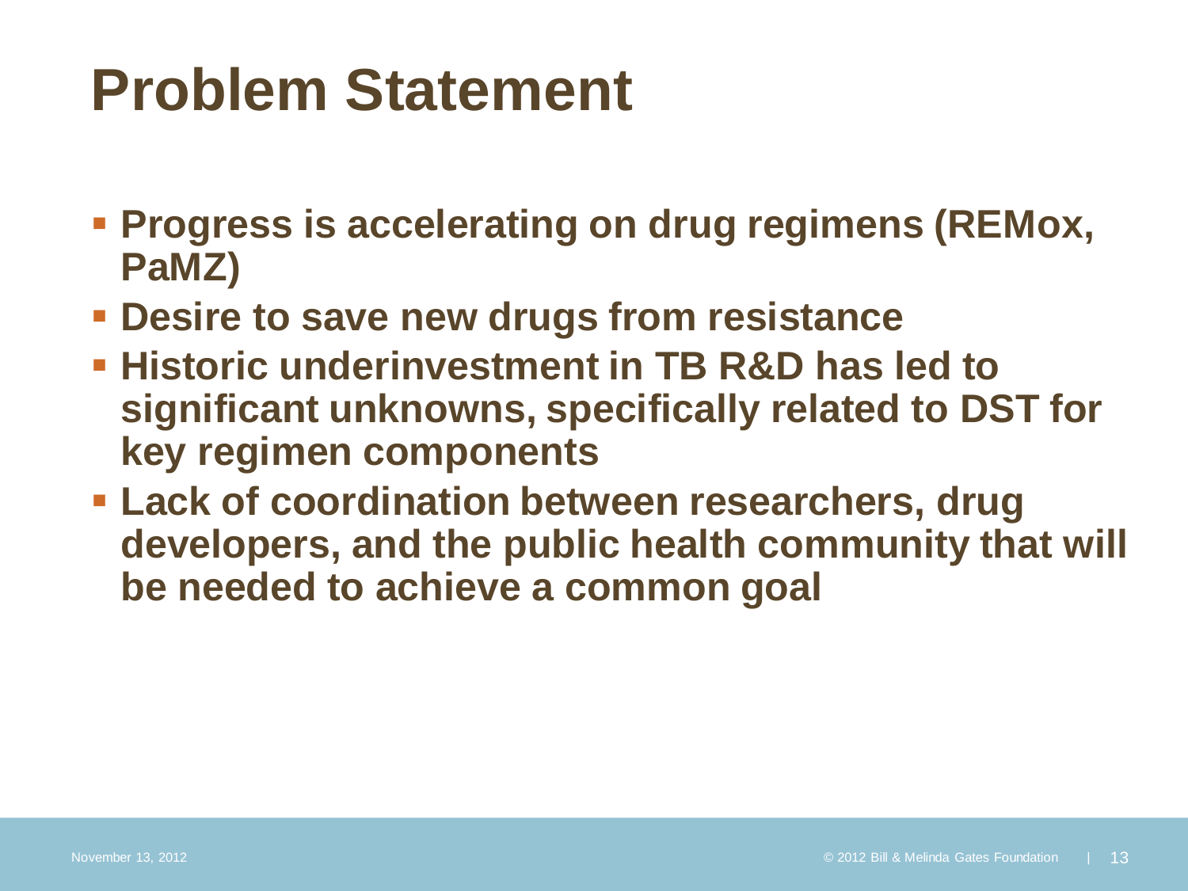# Problem Statement

- Progress is accelerating on drug regimens (REMox, PaMZ)
- Desire to save new drugs from resistance
- Historic underinvestment in TB R&D has led to significant unknowns, specifically related to DST for key regimen components
- Lack of coordination between researchers, drug developers, and the public health community that will be needed to achieve a common goal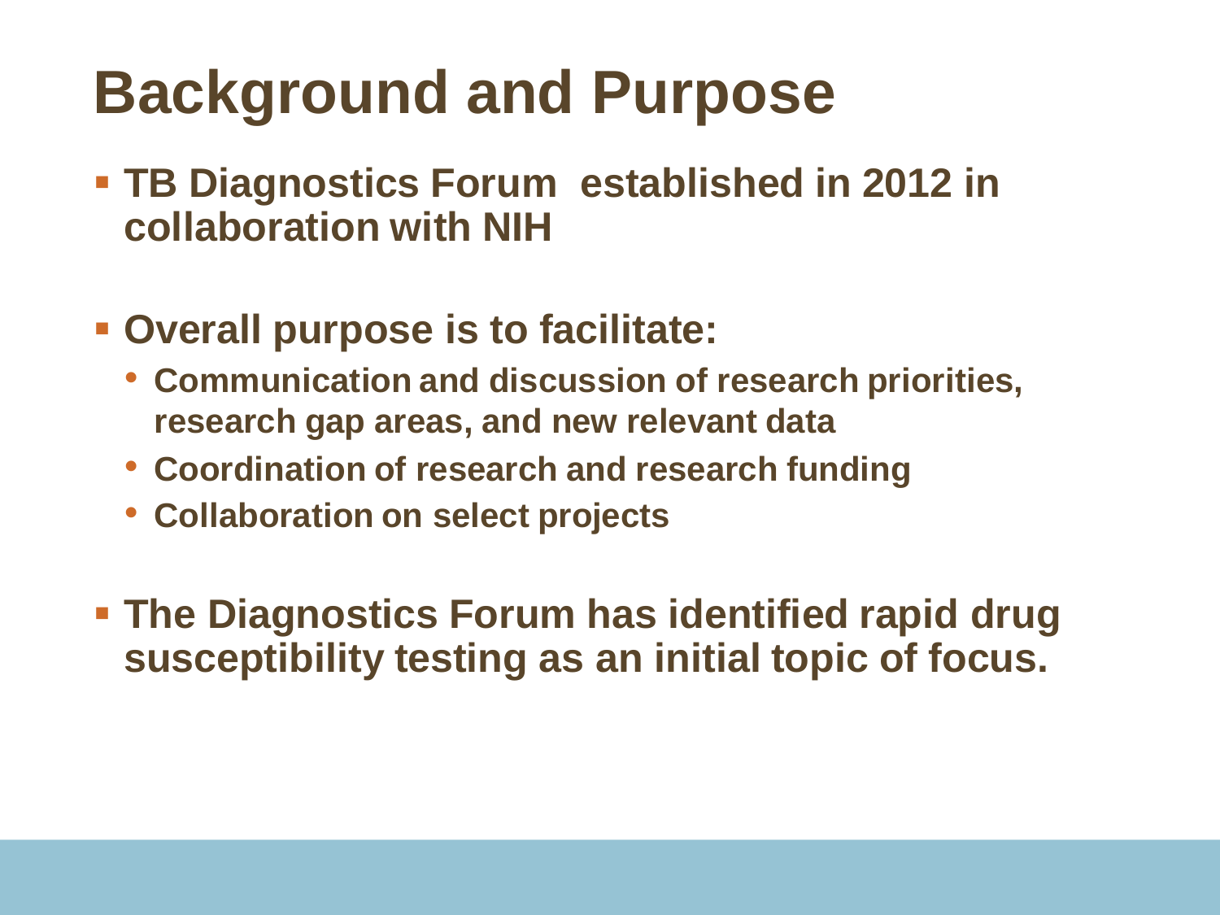# Background and Purpose

- TB Diagnostics Forum established in 2012 in collaboration with NIH
- Overall purpose is to facilitate:
  - Communication and discussion of research priorities, research gap areas, and new relevant data
  - Coordination of research and research funding
  - Collaboration on select projects
- The Diagnostics Forum has identified rapid drug susceptibility testing as an initial topic of focus.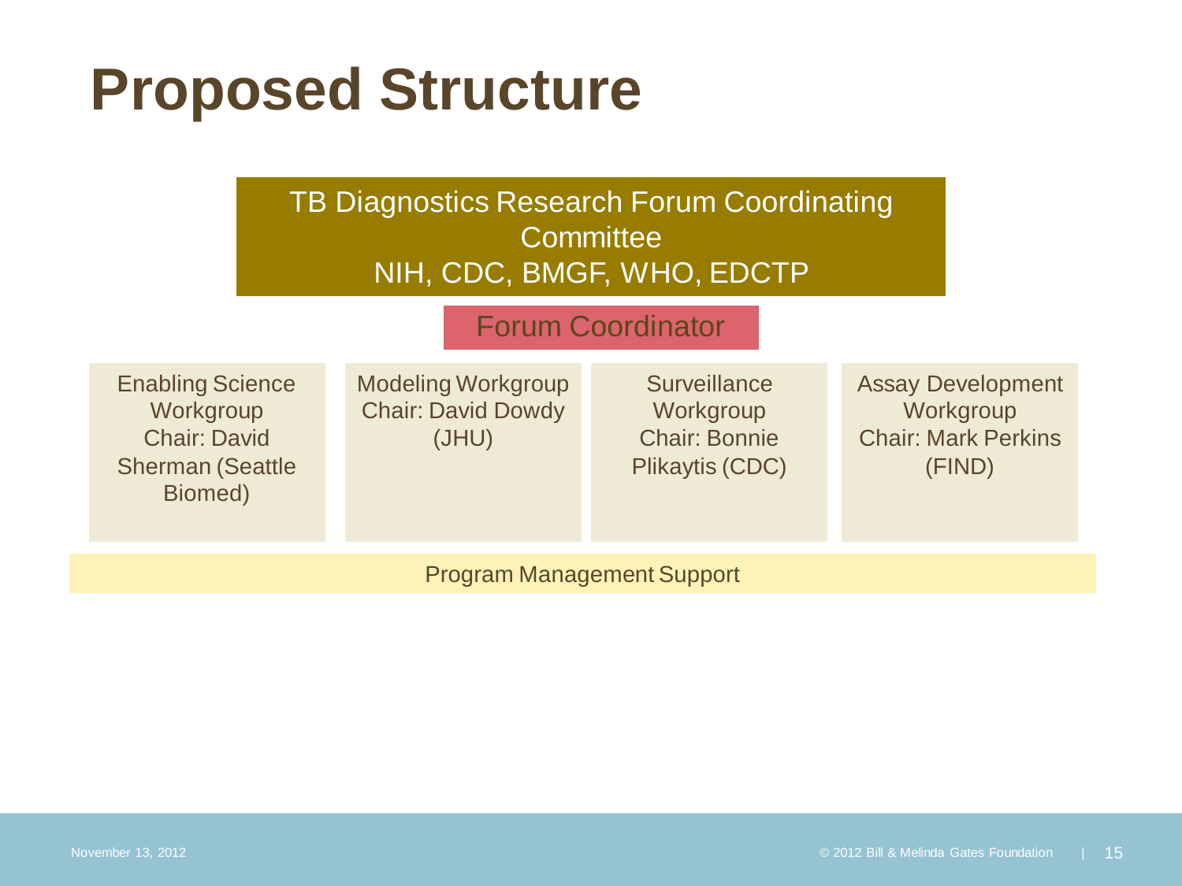# Proposed Structure

**TB Diagnostics Research Forum Coordinating Committee**
NIH, CDC, BMGF, WHO, EDCTP

**Forum Coordinator**

- Enabling Science Workgroup
  Chair: David Sherman (Seattle Biomed)
- Modeling Workgroup
  Chair: David Dowdy (JHU)
- Surveillance Workgroup
  Chair: Bonnie Plikaytis (CDC)
- Assay Development Workgroup
  Chair: Mark Perkins (FIND)

Program Management Support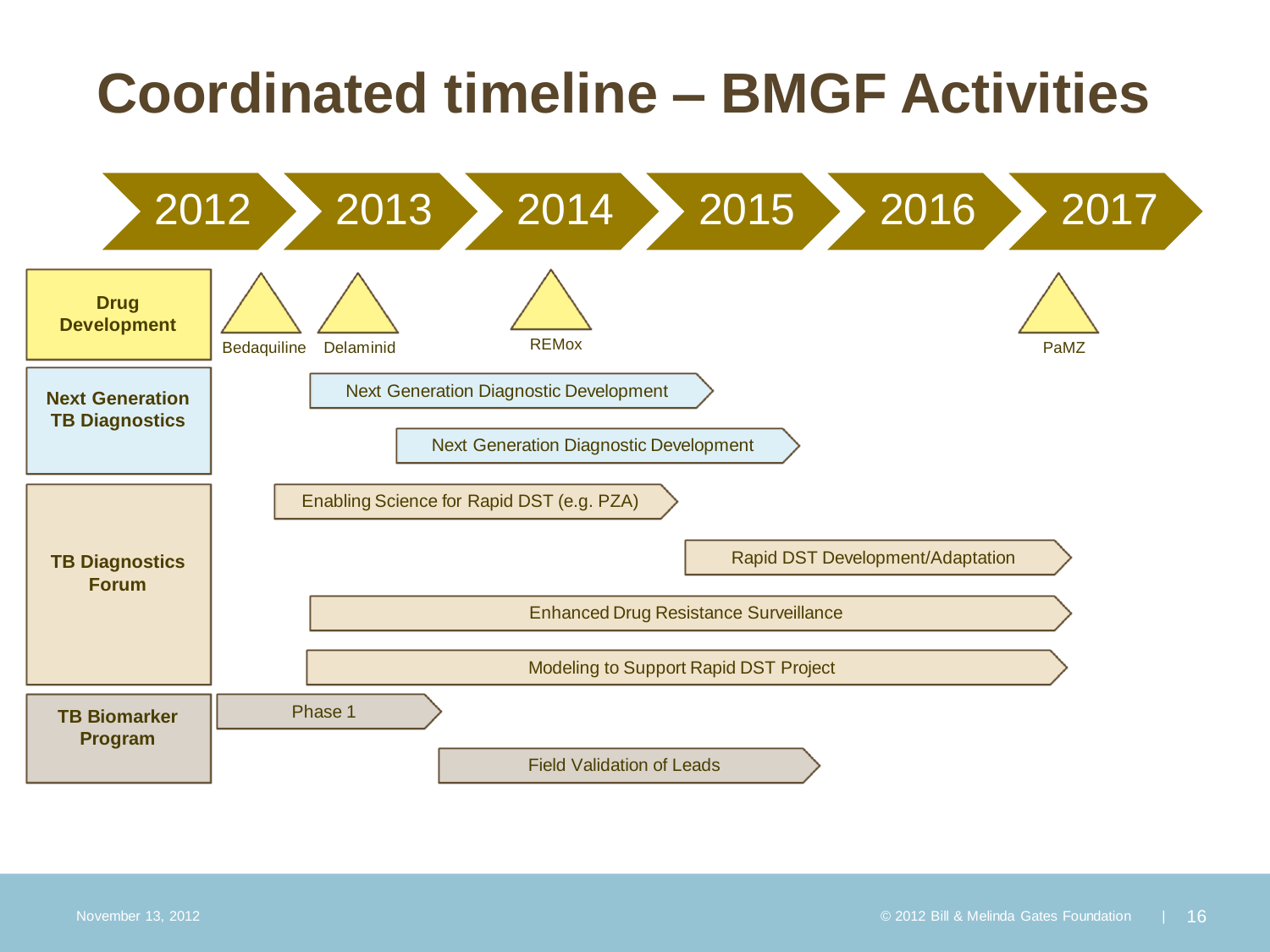# Coordinated timeline – BMGF Activities

2012 | 2013 | 2014 | 2015 | 2016 | 2017

**Drug Development**

- Bedaquiline
- Delaminid
- REMox
- PaMZ

**Next Generation TB Diagnostics**

- Next Generation Diagnostic Development
- Next Generation Diagnostic Development

**TB Diagnostics Forum**

- Enabling Science for Rapid DST (e.g. PZA)
- Rapid DST Development/Adaptation
- Enhanced Drug Resistance Surveillance
- Modeling to Support Rapid DST Project

**TB Biomarker Program**

- Phase 1
- Field Validation of Leads

November 13, 2012

© 2012 Bill & Melinda Gates Foundation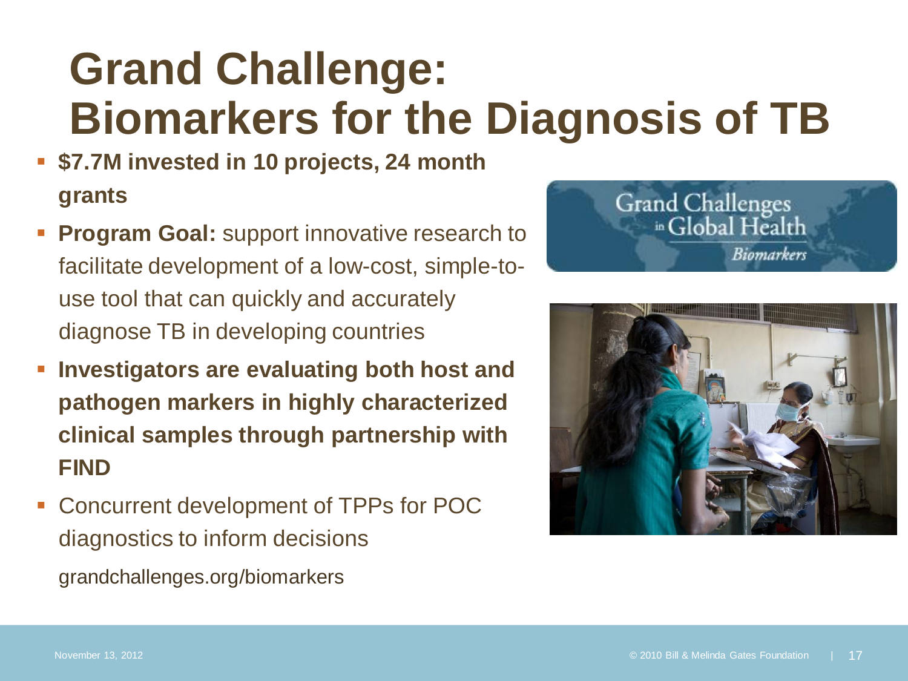# Grand Challenge: Biomarkers for the Diagnosis of TB

- **$7.7M invested in 10 projects, 24 month grants**
- **Program Goal:** support innovative research to facilitate development of a low-cost, simple-to-use tool that can quickly and accurately diagnose TB in developing countries
- **Investigators are evaluating both host and pathogen markers in highly characterized clinical samples through partnership with FIND**
- Concurrent development of TPPs for POC diagnostics to inform decisions

grandchallenges.org/biomarkers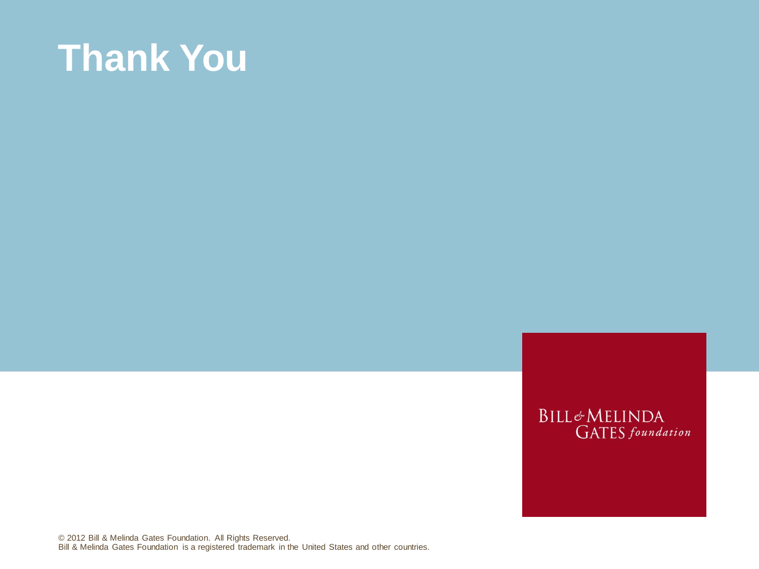# Thank You

BILL & MELINDA GATES *foundation*

© 2012 Bill & Melinda Gates Foundation. All Rights Reserved.
Bill & Melinda Gates Foundation is a registered trademark in the United States and other countries.